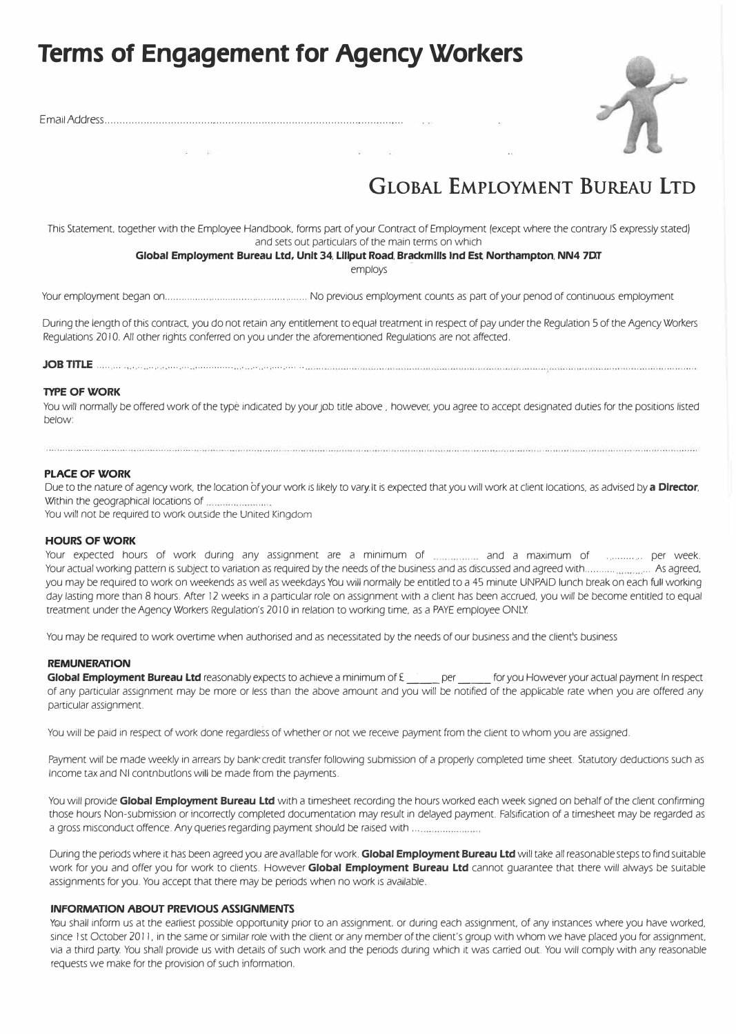# Terms of Engagement for Agency Workers

Email Address..........................................................................................................

## Global Employment Bureau Ltd

This Statement, together with the Employee Handbook, forms part of your Contract of Employment (except where the contrary IS expressly stated) and sets out particulars of the main terms on which

**Global Employment Bureau Ltd, Unit 34, Lilliput Road, Brackmills Ind Est, Northampton, NN4 7DT**

employs

Your employment began on.................................................. No previous employment counts as part of your period of continuous employment

During the length of this contract, you do not retain any entitlement to equal treatment in respect of pay under the Regulation 5 of the Agency Workers Regulations 2010. All other rights conferred on you under the aforementioned Regulations are not affected.

**JOB TITLE** ..........................................................................................................................................................................

### TYPE OF WORK

You will normally be offered work of the type indicated by your job title above , however, you agree to accept designated duties for the positions listed below:

..........................................................................................................................................................................

### PLACE OF WORK

Due to the nature of agency work, the location of your work is likely to vary.It is expected that you will work at client locations, as advised by **a Director**, Within the geographical locations of .......................

You will not be required to work outside the United Kingdom

### HOURS OF WORK

Your expected hours of work during any assignment are a minimum of ............... and a maximum of ............ per week. Your actual working pattern is subject to variation as required by the needs of the business and as discussed and agreed with.................... As agreed, you may be required to work on weekends as well as weekdays You will normally be entitled to a 45 minute UNPAID lunch break on each full working day lasting more than 8 hours. After 12 weeks in a particular role on assignment with a client has been accrued, you will be become entitled to equal treatment under the Agency Workers Regulation's 2010 in relation to working time, as a PAYE employee ONLY.

You may be required to work overtime when authorised and as necessitated by the needs of our business and the client's business

### REMUNERATION

**Global Employment Bureau Ltd** reasonably expects to achieve a minimum of £ _____ per _____ for you However your actual payment In respect of any particular assignment may be more or less than the above amount and you will be notified of the applicable rate when you are offered any particular assignment.

You will be paid in respect of work done regardless of whether or not we receive payment from the client to whom you are assigned.

Payment will be made weekly in arrears by bank credit transfer following submission of a properly completed time sheet. Statutory deductions such as income tax and NI contributions will be made from the payments.

You will provide **Global Employment Bureau Ltd** with a timesheet recording the hours worked each week signed on behalf of the client confirming those hours Non-submission or incorrectly completed documentation may result in delayed payment. Falsification of a timesheet may be regarded as a gross misconduct offence. Any queries regarding payment should be raised with .......................

During the periods where it has been agreed you are available for work. **Global Employment Bureau Ltd** will take all reasonable steps to find suitable work for you and offer you for work to clients. However **Global Employment Bureau Ltd** cannot guarantee that there will always be suitable assignments for you. You accept that there may be periods when no work is available.

### INFORMATION ABOUT PREVIOUS ASSIGNMENTS

You shall inform us at the earliest possible opportunity prior to an assignment, or during each assignment, of any instances where you have worked, since 1st October 2011, in the same or similar role with the client or any member of the client's group with whom we have placed you for assignment, via a third party. You shall provide us with details of such work and the periods during which it was carried out. You will comply with any reasonable requests we make for the provision of such information.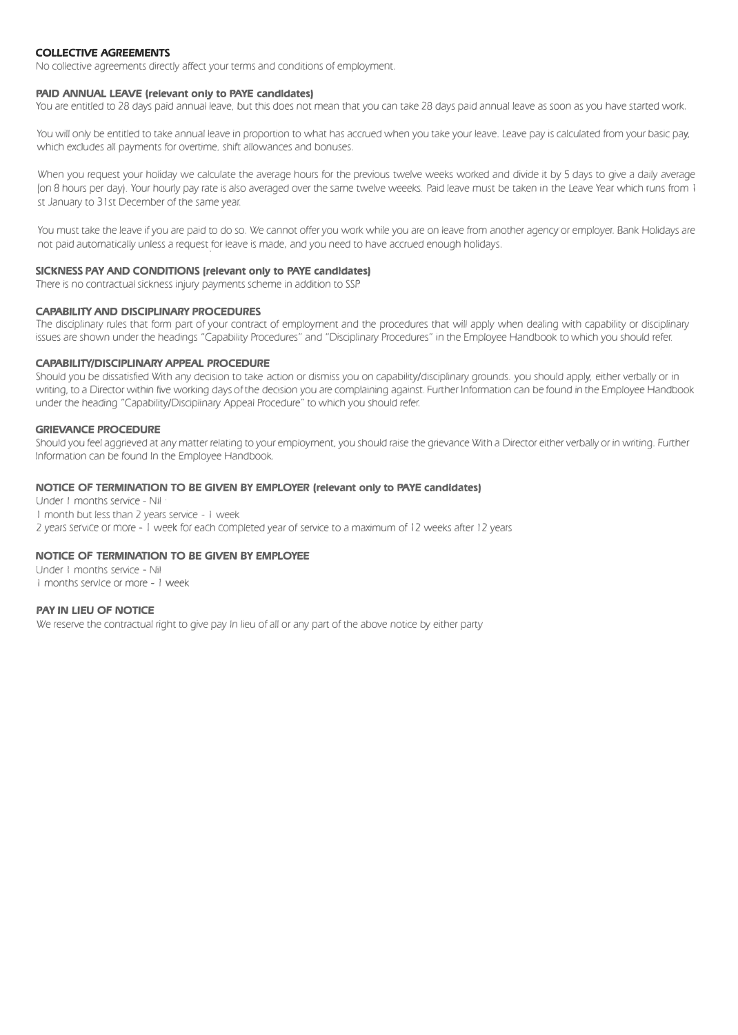**COLLECTIVE AGREEMENTS**

No collective agreements directly affect your terms and conditions of employment.

**PAID ANNUAL LEAVE (relevant only to PAYE candidates)**

You are entitled to 28 days paid annual leave, but this does not mean that you can take 28 days paid annual leave as soon as you have started work.

You will only be entitled to take annual leave in proportion to what has accrued when you take your leave. Leave pay is calculated from your basic pay, which excludes all payments for overtime, shift allowances and bonuses.

When you request your holiday we calculate the average hours for the previous twelve weeks worked and divide it by 5 days to give a daily average (on 8 hours per day). Your hourly pay rate is also averaged over the same twelve weeeks. Paid leave must be taken in the Leave Year which runs from 1 st January to 31st December of the same year.

You must take the leave if you are paid to do so. We cannot offer you work while you are on leave from another agency or employer. Bank Holidays are not paid automatically unless a request for leave is made, and you need to have accrued enough holidays.

**SICKNESS PAY AND CONDITIONS (relevant only to PAYE candidates)**

There is no contractual sickness injury payments scheme in addition to SSP

**CAPABILITY AND DISCIPLINARY PROCEDURES**

The disciplinary rules that form part of your contract of employment and the procedures that will apply when dealing with capability or disciplinary issues are shown under the headings "Capability Procedures" and "Disciplinary Procedures" in the Employee Handbook to which you should refer.

**CAPABILITY/DISCIPLINARY APPEAL PROCEDURE**

Should you be dissatisfied With any decision to take action or dismiss you on capability/disciplinary grounds. you should apply, either verbally or in writing, to a Director within five working days of the decision you are complaining against. Further Information can be found in the Employee Handbook under the heading "Capability/Disciplinary Appeal Procedure" to which you should refer.

**GRIEVANCE PROCEDURE**

Should you feel aggrieved at any matter relating to your employment, you should raise the grievance With a Director either verbally or in writing. Further Information can be found In the Employee Handbook.

**NOTICE OF TERMINATION TO BE GIVEN BY EMPLOYER (relevant only to PAYE candidates)**

Under 1 months service - Nil

1 month but less than 2 years service - 1 week

2 years service or more - 1 week for each completed year of service to a maximum of 12 weeks after 12 years

**NOTICE OF TERMINATION TO BE GIVEN BY EMPLOYEE**

Under 1 months service - Nil

1 months service or more - 1 week

**PAY IN LIEU OF NOTICE**

We reserve the contractual right to give pay in lieu of all or any part of the above notice by either party